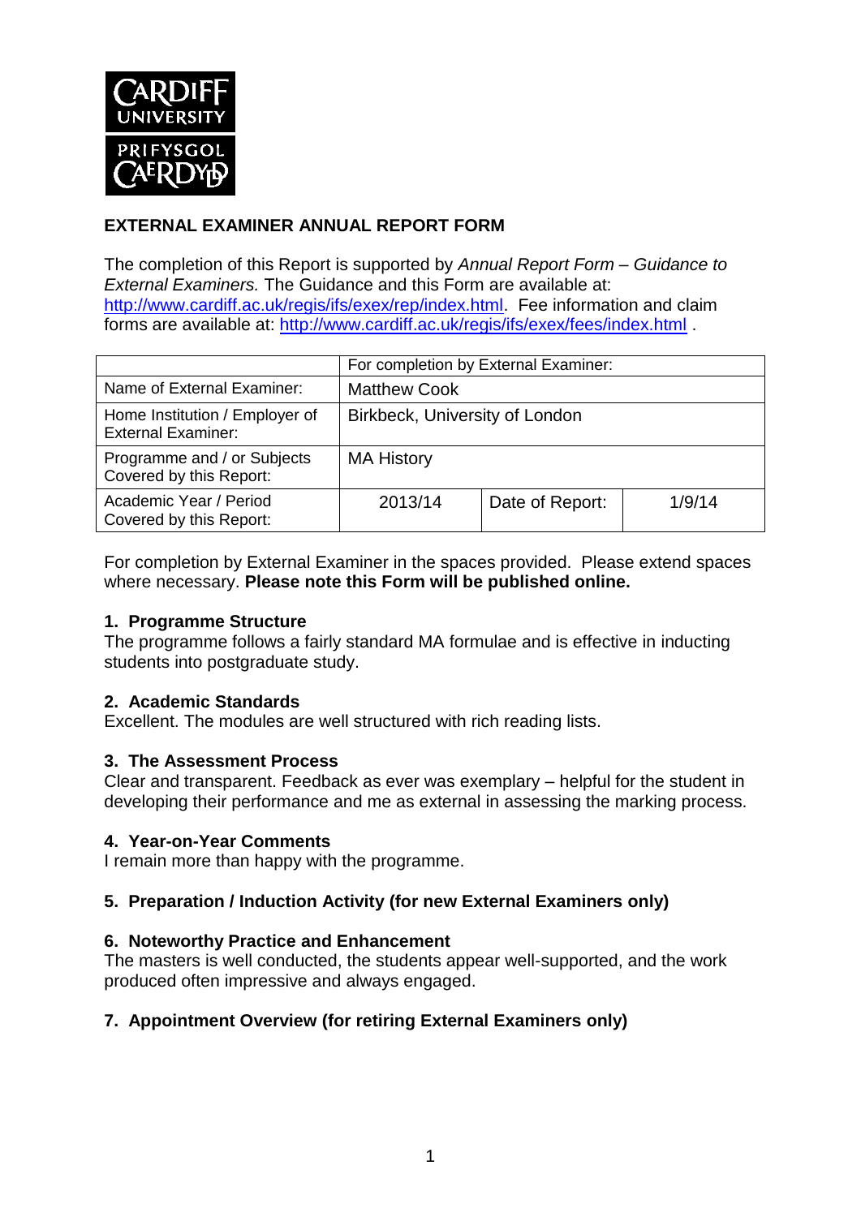**EXTERNAL EXAMINER ANNUAL REPORT FORM**

The completion of this Report is supported by *Annual Report Form – Guidance to External Examiners.* The Guidance and this Form are available at: http://www.cardiff.ac.uk/regis/ifs/exex/rep/index.html. Fee information and claim forms are available at: http://www.cardiff.ac.uk/regis/ifs/exex/fees/index.html .

| | For completion by External Examiner: | | |
|---|---|---|---|
| Name of External Examiner: | Matthew Cook | | |
| Home Institution / Employer of External Examiner: | Birkbeck, University of London | | |
| Programme and / or Subjects Covered by this Report: | MA History | | |
| Academic Year / Period Covered by this Report: | 2013/14 | Date of Report: | 1/9/14 |

For completion by External Examiner in the spaces provided. Please extend spaces where necessary. **Please note this Form will be published online.**

## 1. Programme Structure

The programme follows a fairly standard MA formulae and is effective in inducting students into postgraduate study.

## 2. Academic Standards

Excellent. The modules are well structured with rich reading lists.

## 3. The Assessment Process

Clear and transparent. Feedback as ever was exemplary – helpful for the student in developing their performance and me as external in assessing the marking process.

## 4. Year-on-Year Comments

I remain more than happy with the programme.

## 5. Preparation / Induction Activity (for new External Examiners only)

## 6. Noteworthy Practice and Enhancement

The masters is well conducted, the students appear well-supported, and the work produced often impressive and always engaged.

## 7. Appointment Overview (for retiring External Examiners only)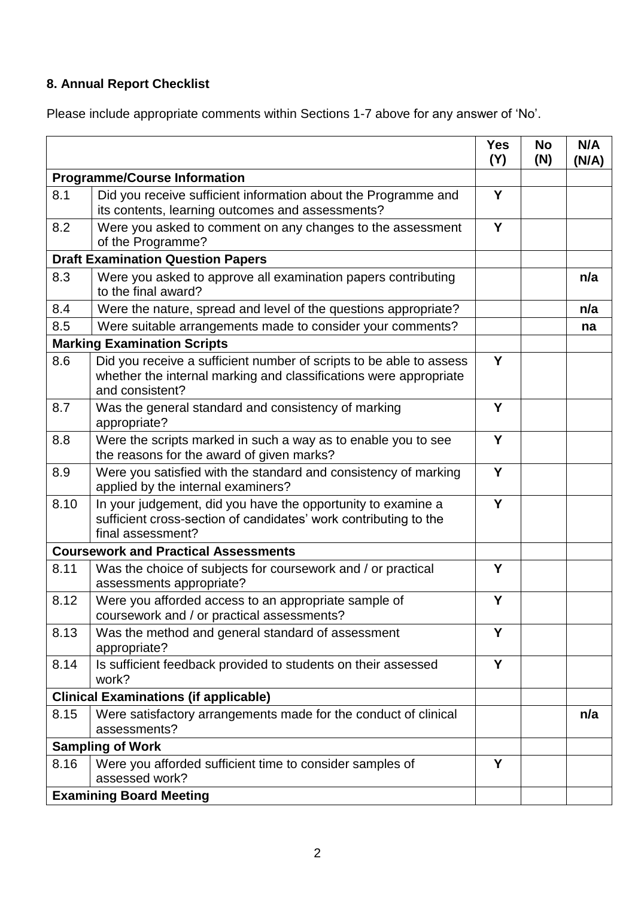## 8. Annual Report Checklist

Please include appropriate comments within Sections 1-7 above for any answer of 'No'.

| | | Yes (Y) | No (N) | N/A (N/A) |
|---|---|---|---|---|
| **Programme/Course Information** | | | | |
| 8.1 | Did you receive sufficient information about the Programme and its contents, learning outcomes and assessments? | Y | | |
| 8.2 | Were you asked to comment on any changes to the assessment of the Programme? | Y | | |
| **Draft Examination Question Papers** | | | | |
| 8.3 | Were you asked to approve all examination papers contributing to the final award? | | | n/a |
| 8.4 | Were the nature, spread and level of the questions appropriate? | | | n/a |
| 8.5 | Were suitable arrangements made to consider your comments? | | | na |
| **Marking Examination Scripts** | | | | |
| 8.6 | Did you receive a sufficient number of scripts to be able to assess whether the internal marking and classifications were appropriate and consistent? | Y | | |
| 8.7 | Was the general standard and consistency of marking appropriate? | Y | | |
| 8.8 | Were the scripts marked in such a way as to enable you to see the reasons for the award of given marks? | Y | | |
| 8.9 | Were you satisfied with the standard and consistency of marking applied by the internal examiners? | Y | | |
| 8.10 | In your judgement, did you have the opportunity to examine a sufficient cross-section of candidates' work contributing to the final assessment? | Y | | |
| **Coursework and Practical Assessments** | | | | |
| 8.11 | Was the choice of subjects for coursework and / or practical assessments appropriate? | Y | | |
| 8.12 | Were you afforded access to an appropriate sample of coursework and / or practical assessments? | Y | | |
| 8.13 | Was the method and general standard of assessment appropriate? | Y | | |
| 8.14 | Is sufficient feedback provided to students on their assessed work? | Y | | |
| **Clinical Examinations (if applicable)** | | | | |
| 8.15 | Were satisfactory arrangements made for the conduct of clinical assessments? | | | n/a |
| **Sampling of Work** | | | | |
| 8.16 | Were you afforded sufficient time to consider samples of assessed work? | Y | | |
| **Examining Board Meeting** | | | | |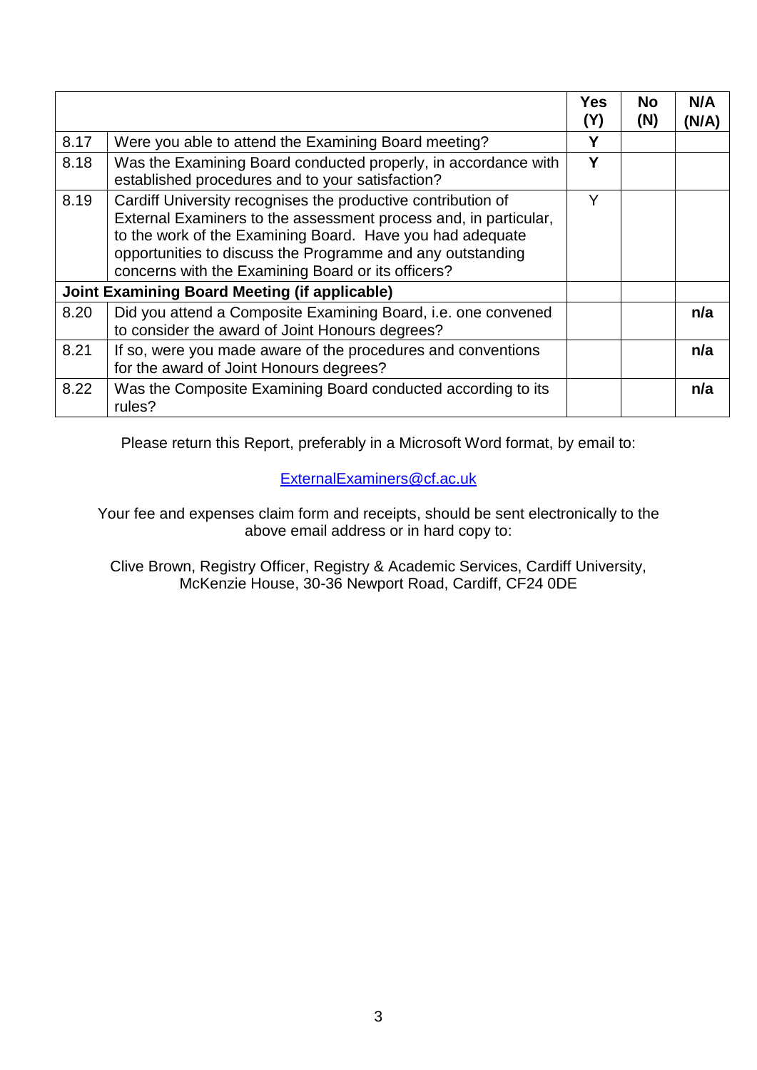| | | Yes (Y) | No (N) | N/A (N/A) |
|---|---|---|---|---|
| 8.17 | Were you able to attend the Examining Board meeting? | **Y** | | |
| 8.18 | Was the Examining Board conducted properly, in accordance with established procedures and to your satisfaction? | **Y** | | |
| 8.19 | Cardiff University recognises the productive contribution of External Examiners to the assessment process and, in particular, to the work of the Examining Board. Have you had adequate opportunities to discuss the Programme and any outstanding concerns with the Examining Board or its officers? | Y | | |
| **Joint Examining Board Meeting (if applicable)** | | | | |
| 8.20 | Did you attend a Composite Examining Board, i.e. one convened to consider the award of Joint Honours degrees? | | | **n/a** |
| 8.21 | If so, were you made aware of the procedures and conventions for the award of Joint Honours degrees? | | | **n/a** |
| 8.22 | Was the Composite Examining Board conducted according to its rules? | | | **n/a** |

Please return this Report, preferably in a Microsoft Word format, by email to:

ExternalExaminers@cf.ac.uk

Your fee and expenses claim form and receipts, should be sent electronically to the above email address or in hard copy to:

Clive Brown, Registry Officer, Registry & Academic Services, Cardiff University, McKenzie House, 30-36 Newport Road, Cardiff, CF24 0DE